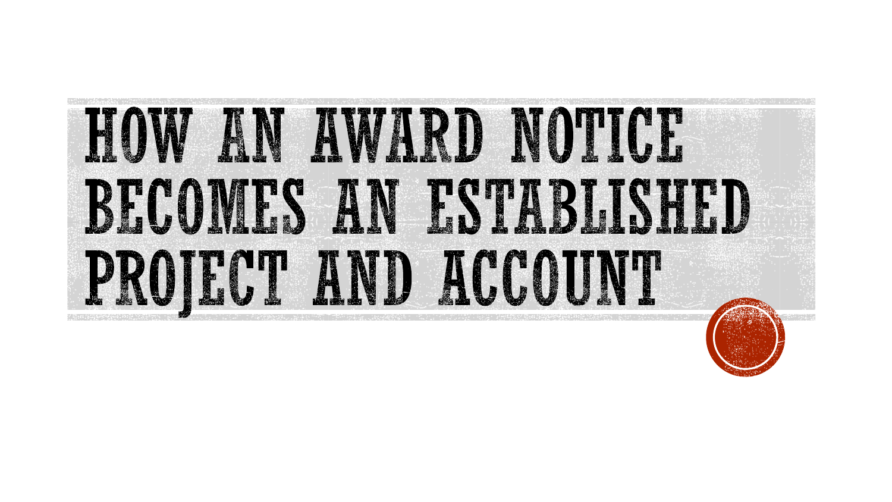# HOW AN AWARD NOTICE BECOMES AN ESTABLISHED PROJECT AND ACCOUNT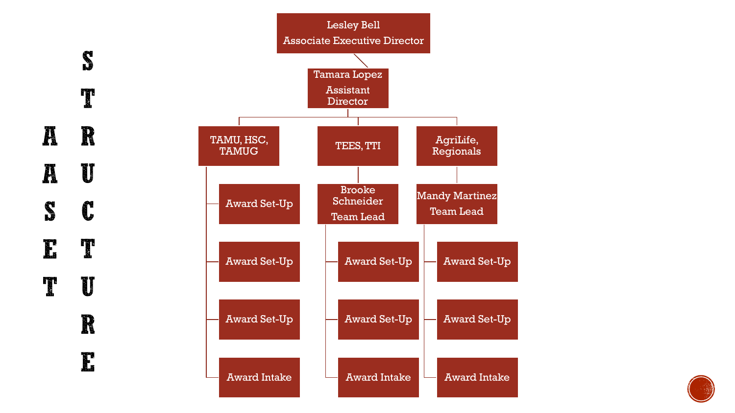# AASET STRUCTURE

- **Lesley Bell** — Associate Executive Director
  - **Tamara Lopez** — Assistant Director
    - **TAMU, HSC, TAMUG**
      - Award Set-Up
      - Award Set-Up
      - Award Set-Up
      - Award Intake
    - **TEES, TTI**
      - **Brooke Schneider** — Team Lead
        - Award Set-Up
        - Award Set-Up
        - Award Intake
    - **AgriLife, Regionals**
      - **Mandy Martinez** — Team Lead
        - Award Set-Up
        - Award Set-Up
        - Award Intake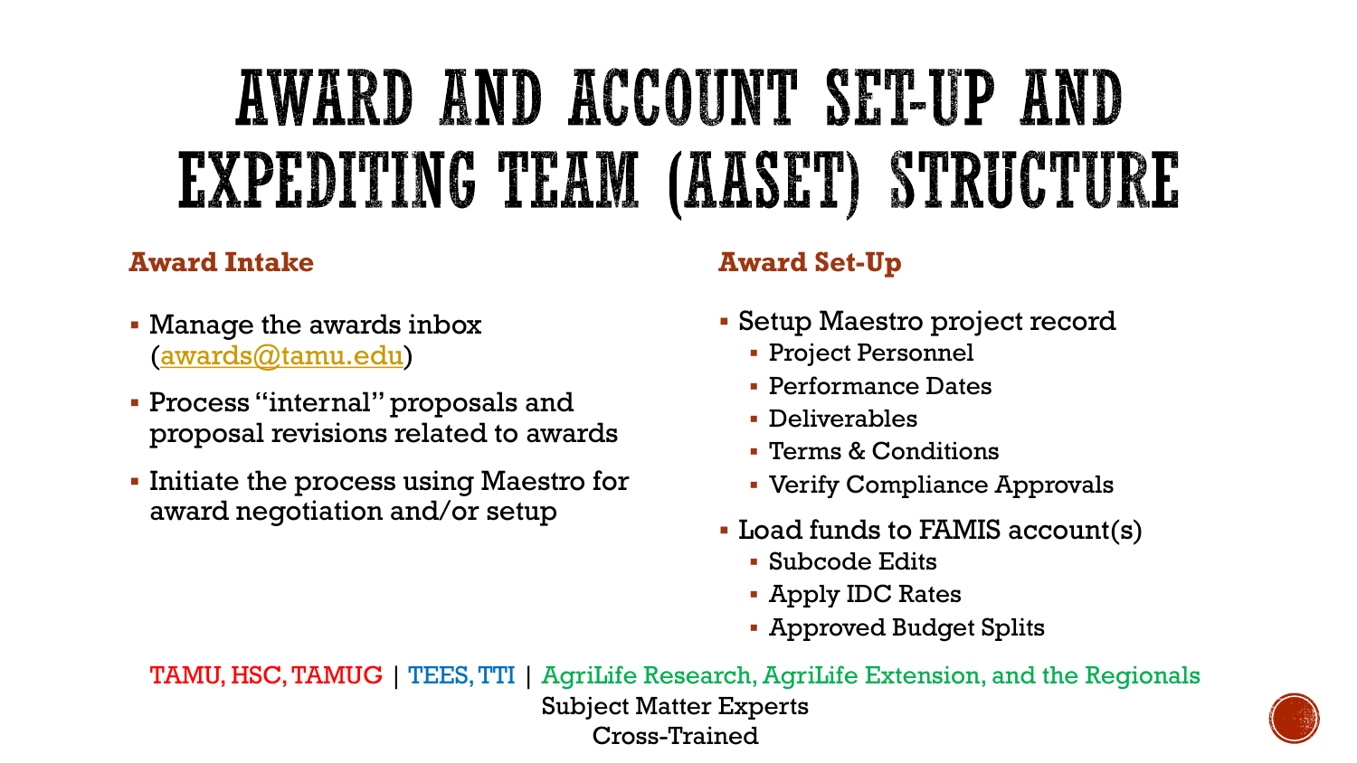# AWARD AND ACCOUNT SET-UP AND EXPEDITING TEAM (AASET) STRUCTURE

**Award Intake**

- Manage the awards inbox (awards@tamu.edu)
- Process "internal" proposals and proposal revisions related to awards
- Initiate the process using Maestro for award negotiation and/or setup

**Award Set-Up**

- Setup Maestro project record
  - Project Personnel
  - Performance Dates
  - Deliverables
  - Terms & Conditions
  - Verify Compliance Approvals
- Load funds to FAMIS account(s)
  - Subcode Edits
  - Apply IDC Rates
  - Approved Budget Splits

TAMU, HSC, TAMUG | TEES, TTI | AgriLife Research, AgriLife Extension, and the Regionals

Subject Matter Experts

Cross-Trained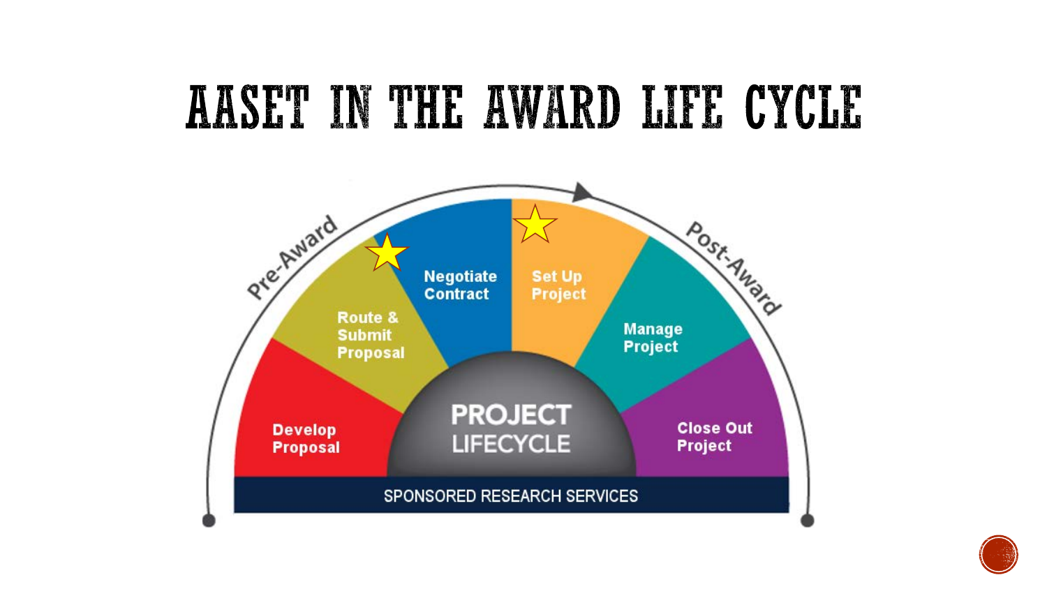# AASET IN THE AWARD LIFE CYCLE

Pre-Award

Post-Award

- Develop Proposal
- Route & Submit Proposal
- Negotiate Contract
- Set Up Project
- Manage Project
- Close Out Project

PROJECT LIFECYCLE

SPONSORED RESEARCH SERVICES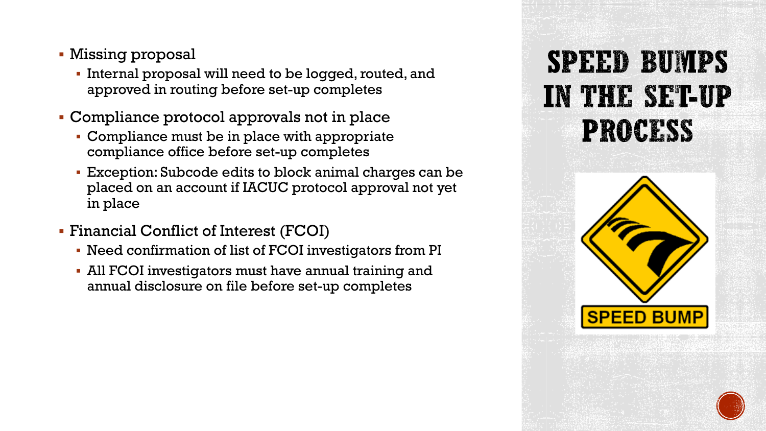# Speed Bumps in the Set-up Process

- Missing proposal
  - Internal proposal will need to be logged, routed, and approved in routing before set-up completes
- Compliance protocol approvals not in place
  - Compliance must be in place with appropriate compliance office before set-up completes
  - Exception: Subcode edits to block animal charges can be placed on an account if IACUC protocol approval not yet in place
- Financial Conflict of Interest (FCOI)
  - Need confirmation of list of FCOI investigators from PI
  - All FCOI investigators must have annual training and annual disclosure on file before set-up completes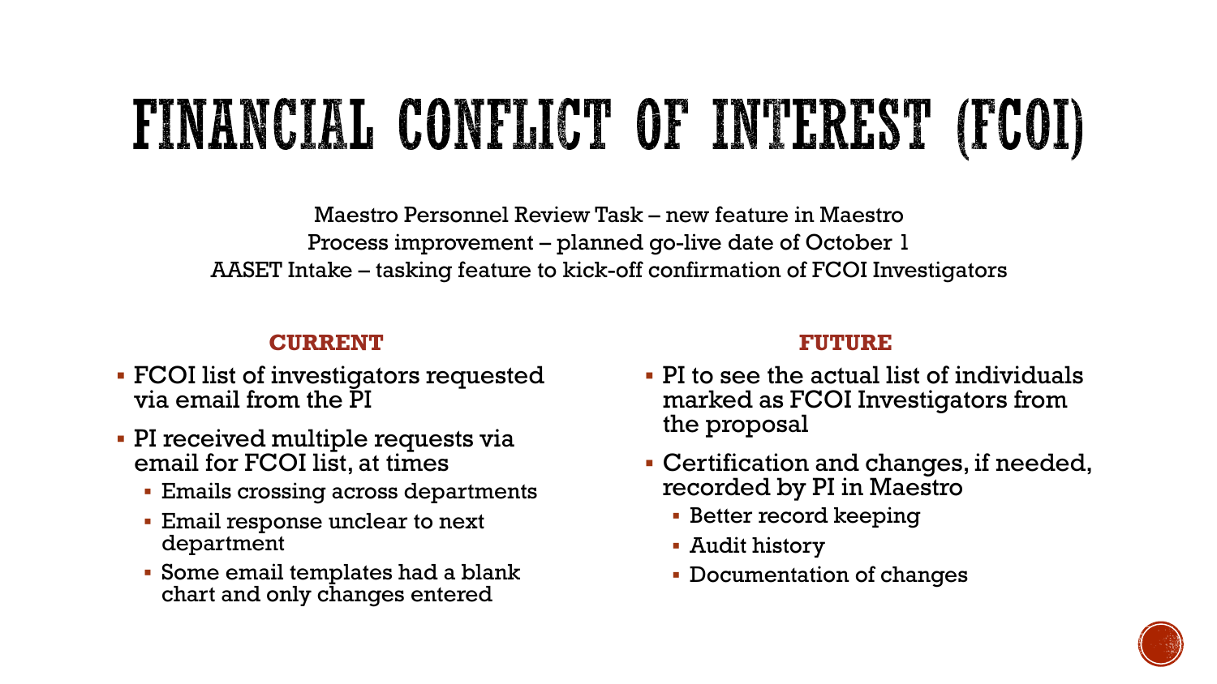# FINANCIAL CONFLICT OF INTEREST (FCOI)

Maestro Personnel Review Task – new feature in Maestro
Process improvement – planned go-live date of October 1
AASET Intake – tasking feature to kick-off confirmation of FCOI Investigators

**CURRENT**

- FCOI list of investigators requested via email from the PI
- PI received multiple requests via email for FCOI list, at times
  - Emails crossing across departments
  - Email response unclear to next department
  - Some email templates had a blank chart and only changes entered

**FUTURE**

- PI to see the actual list of individuals marked as FCOI Investigators from the proposal
- Certification and changes, if needed, recorded by PI in Maestro
  - Better record keeping
  - Audit history
  - Documentation of changes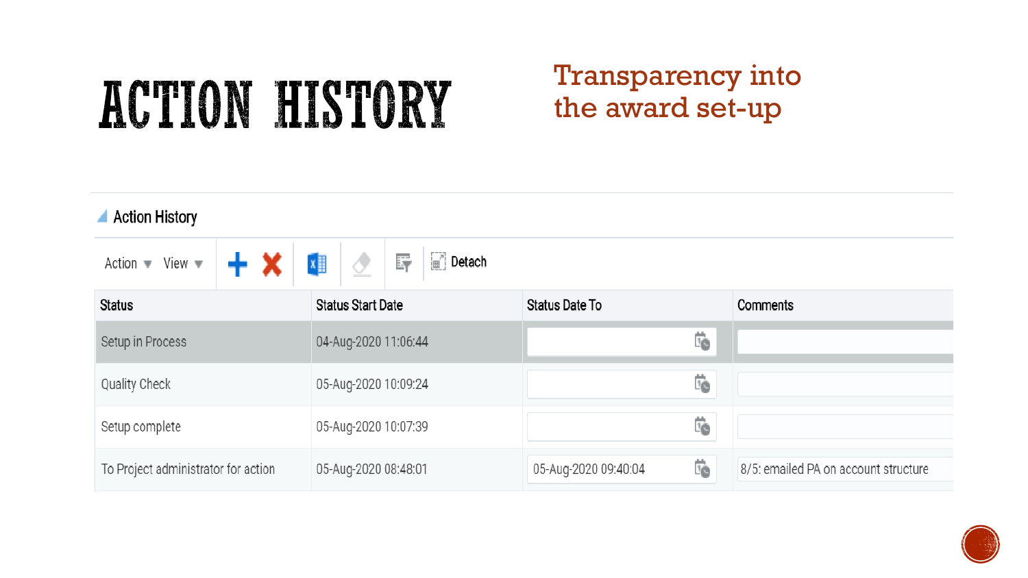# ACTION HISTORY

Transparency into the award set-up

## Action History

Action ▼ View ▼ Detach

| Status | Status Start Date | Status Date To | Comments |
| --- | --- | --- | --- |
| Setup in Process | 04-Aug-2020 11:06:44 | | |
| Quality Check | 05-Aug-2020 10:09:24 | | |
| Setup complete | 05-Aug-2020 10:07:39 | | |
| To Project administrator for action | 05-Aug-2020 08:48:01 | 05-Aug-2020 09:40:04 | 8/5: emailed PA on account structure |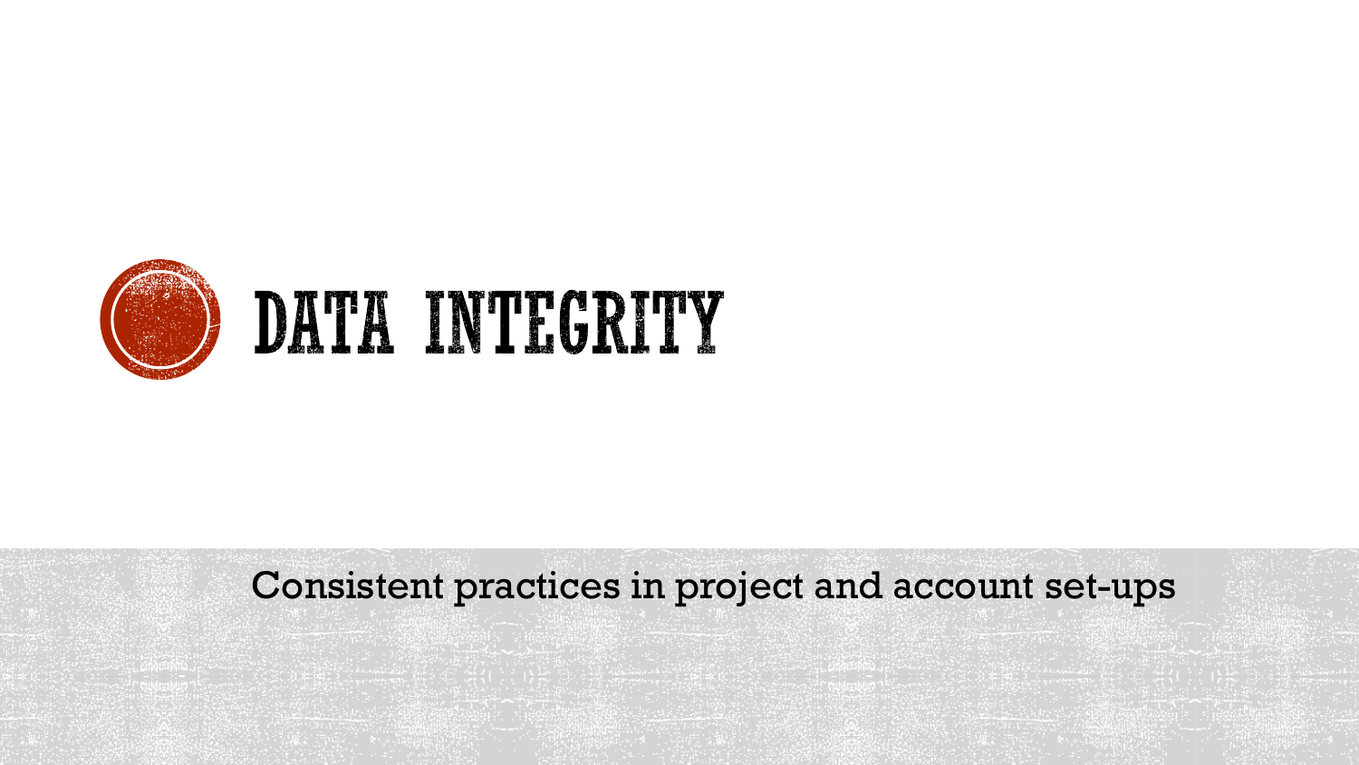# DATA INTEGRITY

Consistent practices in project and account set-ups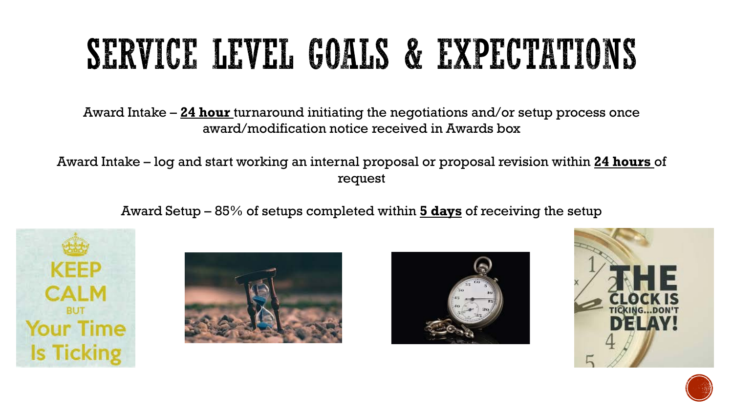# SERVICE LEVEL GOALS & EXPECTATIONS

Award Intake – **24 hour** turnaround initiating the negotiations and/or setup process once award/modification notice received in Awards box

Award Intake – log and start working an internal proposal or proposal revision within **24 hours** of request

Award Setup – 85% of setups completed within **5 days** of receiving the setup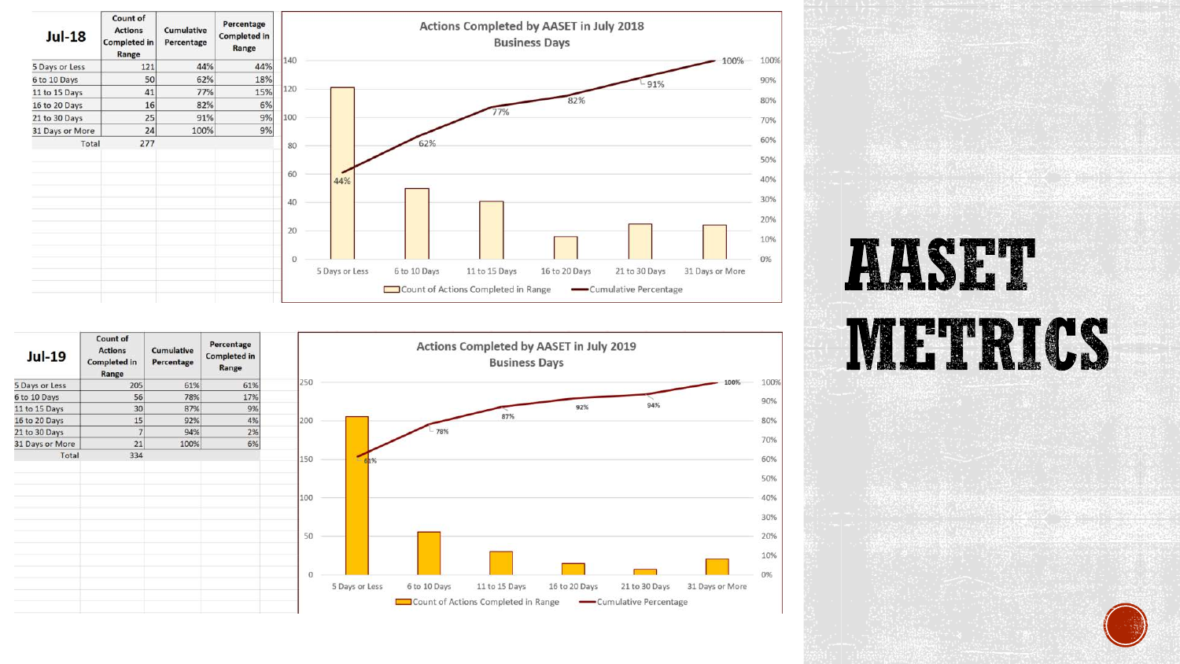# AASET METRICS

| Jul-18 | Count of Actions Completed in Range | Cumulative Percentage | Percentage Completed in Range |
|---|---|---|---|
| 5 Days or Less | 121 | 44% | 44% |
| 6 to 10 Days | 50 | 62% | 18% |
| 11 to 15 Days | 41 | 77% | 15% |
| 16 to 20 Days | 16 | 82% | 6% |
| 21 to 30 Days | 25 | 91% | 9% |
| 31 Days or More | 24 | 100% | 9% |
| Total | 277 | | |

**Actions Completed by AASET in July 2018**
**Business Days**

| | 5 Days or Less | 6 to 10 Days | 11 to 15 Days | 16 to 20 Days | 21 to 30 Days | 31 Days or More |
|---|---|---|---|---|---|---|
| Count of Actions Completed in Range | 121 | 50 | 41 | 16 | 25 | 24 |
| Cumulative Percentage | 44% | 62% | 77% | 82% | 91% | 100% |

| Jul-19 | Count of Actions Completed in Range | Cumulative Percentage | Percentage Completed in Range |
|---|---|---|---|
| 5 Days or Less | 205 | 61% | 61% |
| 6 to 10 Days | 56 | 78% | 17% |
| 11 to 15 Days | 30 | 87% | 9% |
| 16 to 20 Days | 15 | 92% | 4% |
| 21 to 30 Days | 7 | 94% | 2% |
| 31 Days or More | 21 | 100% | 6% |
| Total | 334 | | |

**Actions Completed by AASET in July 2019**
**Business Days**

| | 5 Days or Less | 6 to 10 Days | 11 to 15 Days | 16 to 20 Days | 21 to 30 Days | 31 Days or More |
|---|---|---|---|---|---|---|
| Count of Actions Completed in Range | 205 | 56 | 30 | 15 | 7 | 21 |
| Cumulative Percentage | 61% | 78% | 87% | 92% | 94% | 100% |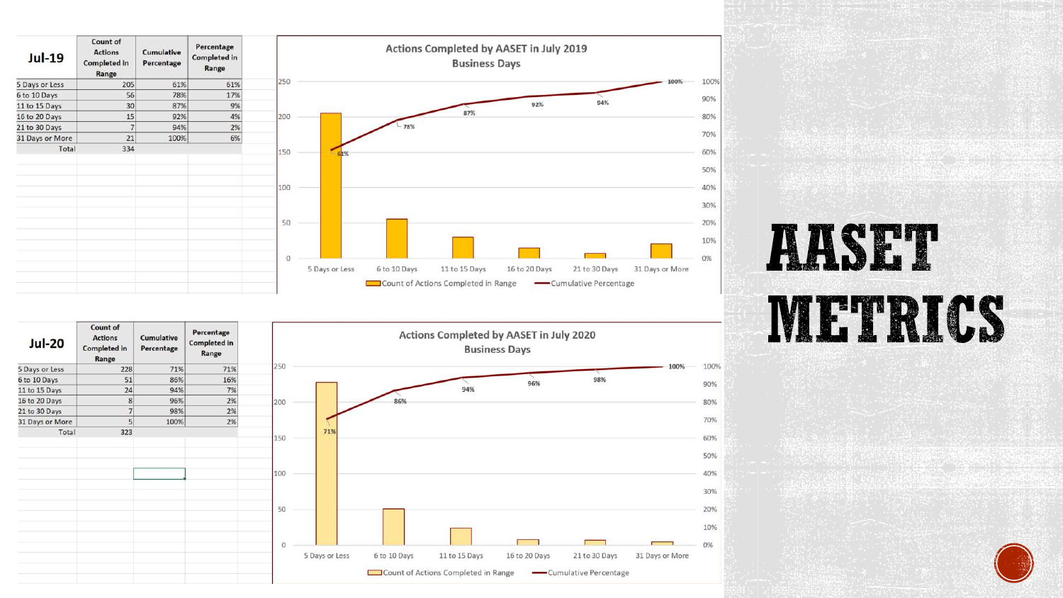# AASET METRICS

| Jul-19 | Count of Actions Completed in Range | Cumulative Percentage | Percentage Completed in Range |
|---|---|---|---|
| 5 Days or Less | 205 | 61% | 61% |
| 6 to 10 Days | 56 | 78% | 17% |
| 11 to 15 Days | 30 | 87% | 9% |
| 16 to 20 Days | 15 | 92% | 4% |
| 21 to 30 Days | 7 | 94% | 2% |
| 31 Days or More | 21 | 100% | 6% |
| Total | 334 | | |

**Actions Completed by AASET in July 2019**
**Business Days**

| | 5 Days or Less | 6 to 10 Days | 11 to 15 Days | 16 to 20 Days | 21 to 30 Days | 31 Days or More |
|---|---|---|---|---|---|---|
| Count of Actions Completed in Range | 205 | 56 | 30 | 15 | 7 | 21 |
| Cumulative Percentage | 61% | 78% | 87% | 92% | 94% | 100% |

| Jul-20 | Count of Actions Completed in Range | Cumulative Percentage | Percentage Completed in Range |
|---|---|---|---|
| 5 Days or Less | 228 | 71% | 71% |
| 6 to 10 Days | 51 | 86% | 16% |
| 11 to 15 Days | 24 | 94% | 7% |
| 16 to 20 Days | 8 | 96% | 2% |
| 21 to 30 Days | 7 | 98% | 2% |
| 31 Days or More | 5 | 100% | 2% |
| Total | 323 | | |

**Actions Completed by AASET in July 2020**
**Business Days**

| | 5 Days or Less | 6 to 10 Days | 11 to 15 Days | 16 to 20 Days | 21 to 30 Days | 31 Days or More |
|---|---|---|---|---|---|---|
| Count of Actions Completed in Range | 228 | 51 | 24 | 8 | 7 | 5 |
| Cumulative Percentage | 71% | 86% | 94% | 96% | 98% | 100% |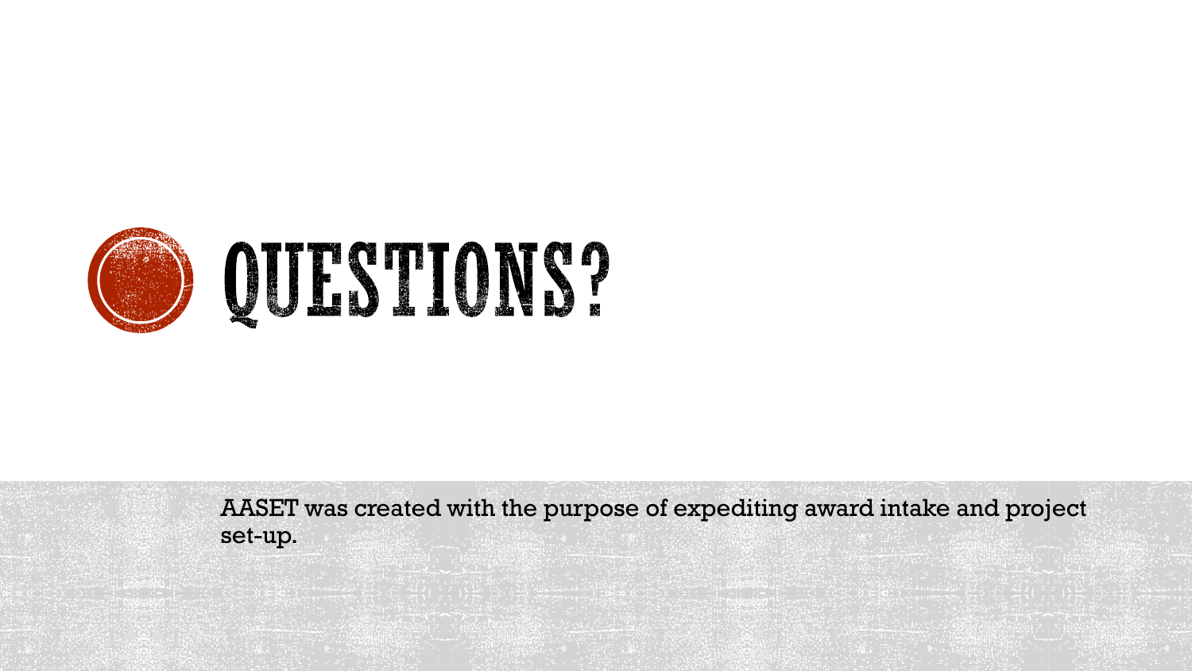# QUESTIONS?

AASET was created with the purpose of expediting award intake and project set-up.